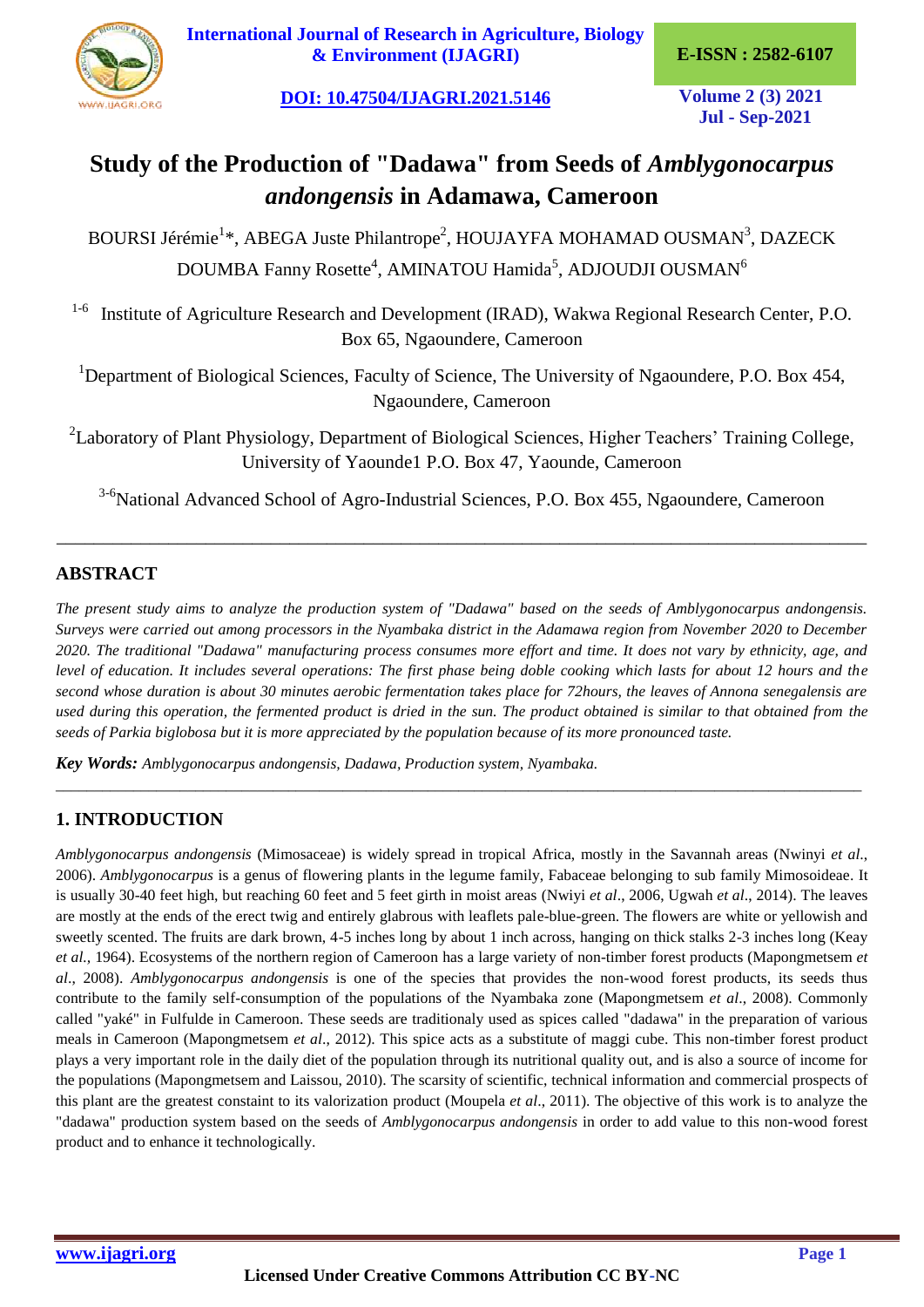# Study of the Production of "Dadawa" from Seeds of *Amblygonocarpus andongensis* in Adamawa, Cameroon

BOURSI Jérémie[1]*, ABEGA Juste Philantrope[2], HOUJAYFA MOHAMAD OUSMAN[3], DAZECK DOUMBA Fanny Rosette[4], AMINATOU Hamida[5], ADJOUDJI OUSMAN[6]

[1-6] Institute of Agriculture Research and Development (IRAD), Wakwa Regional Research Center, P.O. Box 65, Ngaoundere, Cameroon

[1]Department of Biological Sciences, Faculty of Science, The University of Ngaoundere, P.O. Box 454, Ngaoundere, Cameroon

[2]Laboratory of Plant Physiology, Department of Biological Sciences, Higher Teachers' Training College, University of Yaounde1 P.O. Box 47, Yaounde, Cameroon

[3-6]National Advanced School of Agro-Industrial Sciences, P.O. Box 455, Ngaoundere, Cameroon

---

## ABSTRACT

*The present study aims to analyze the production system of "Dadawa" based on the seeds of Amblygonocarpus andongensis. Surveys were carried out among processors in the Nyambaka district in the Adamawa region from November 2020 to December 2020. The traditional "Dadawa" manufacturing process consumes more effort and time. It does not vary by ethnicity, age, and level of education. It includes several operations: The first phase being doble cooking which lasts for about 12 hours and the second whose duration is about 30 minutes aerobic fermentation takes place for 72hours, the leaves of Annona senegalensis are used during this operation, the fermented product is dried in the sun. The product obtained is similar to that obtained from the seeds of Parkia biglobosa but it is more appreciated by the population because of its more pronounced taste.*

***Key Words:*** *Amblygonocarpus andongensis, Dadawa, Production system, Nyambaka.*

---

## 1. INTRODUCTION

*Amblygonocarpus andongensis* (Mimosaceae) is widely spread in tropical Africa, mostly in the Savannah areas (Nwinyi *et al*., 2006). *Amblygonocarpus* is a genus of flowering plants in the legume family, Fabaceae belonging to sub family Mimosoideae. It is usually 30-40 feet high, but reaching 60 feet and 5 feet girth in moist areas (Nwiyi *et al*., 2006, Ugwah *et al*., 2014). The leaves are mostly at the ends of the erect twig and entirely glabrous with leaflets pale-blue-green. The flowers are white or yellowish and sweetly scented. The fruits are dark brown, 4-5 inches long by about 1 inch across, hanging on thick stalks 2-3 inches long (Keay *et al.,* 1964). Ecosystems of the northern region of Cameroon has a large variety of non-timber forest products (Mapongmetsem *et al*., 2008). *Amblygonocarpus andongensis* is one of the species that provides the non-wood forest products, its seeds thus contribute to the family self-consumption of the populations of the Nyambaka zone (Mapongmetsem *et al*., 2008). Commonly called "yaké" in Fulfulde in Cameroon. These seeds are traditionaly used as spices called "dadawa" in the preparation of various meals in Cameroon (Mapongmetsem *et al*., 2012). This spice acts as a substitute of maggi cube. This non-timber forest product plays a very important role in the daily diet of the population through its nutritional quality out, and is also a source of income for the populations (Mapongmetsem and Laissou, 2010). The scarsity of scientific, technical information and commercial prospects of this plant are the greatest constaint to its valorization product (Moupela *et al*., 2011). The objective of this work is to analyze the "dadawa" production system based on the seeds of *Amblygonocarpus andongensis* in order to add value to this non-wood forest product and to enhance it technologically.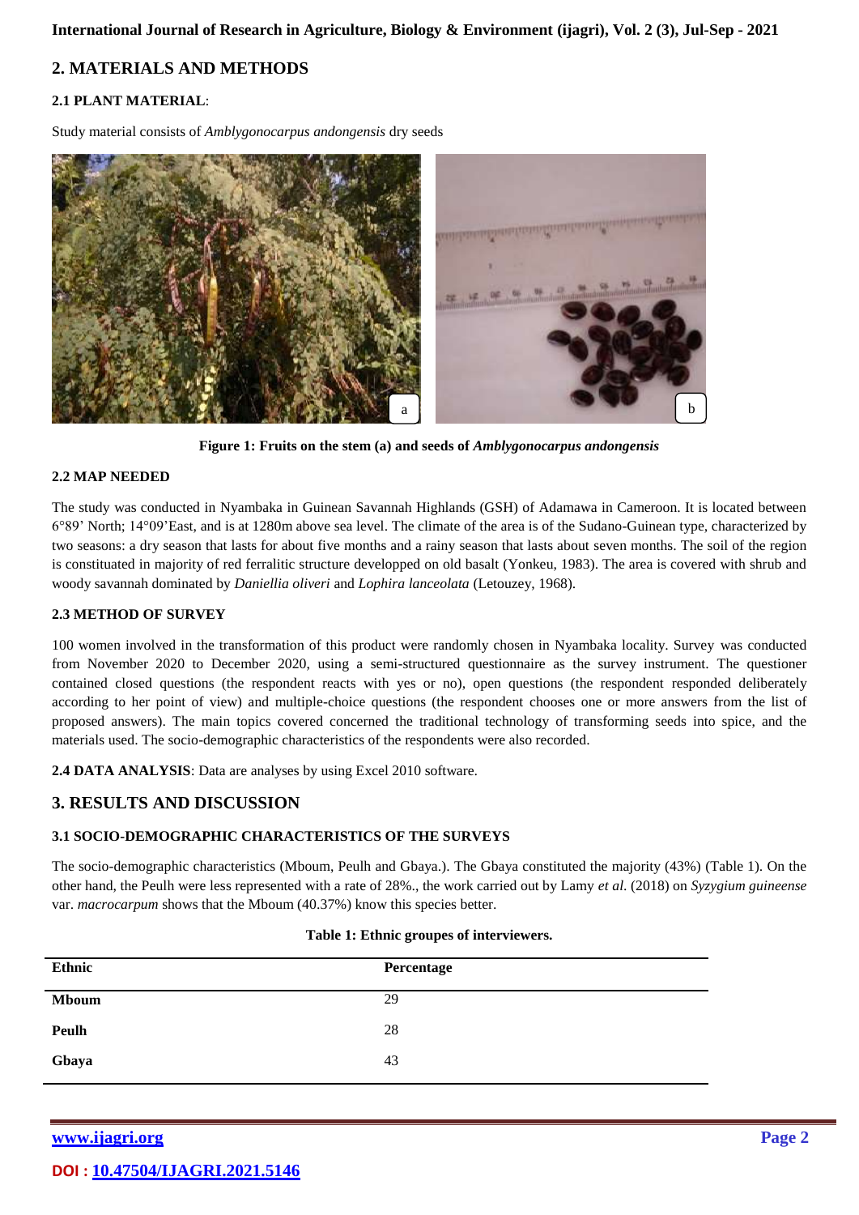## 2. MATERIALS AND METHODS

### 2.1 PLANT MATERIAL:

Study material consists of *Amblygonocarpus andongensis* dry seeds

**Figure 1: Fruits on the stem (a) and seeds of *Amblygonocarpus andongensis***

### 2.2 MAP NEEDED

The study was conducted in Nyambaka in Guinean Savannah Highlands (GSH) of Adamawa in Cameroon. It is located between 6°89' North; 14°09'East, and is at 1280m above sea level. The climate of the area is of the Sudano-Guinean type, characterized by two seasons: a dry season that lasts for about five months and a rainy season that lasts about seven months. The soil of the region is constituated in majority of red ferralitic structure developped on old basalt (Yonkeu, 1983). The area is covered with shrub and woody savannah dominated by *Daniellia oliveri* and *Lophira lanceolata* (Letouzey, 1968).

### 2.3 METHOD OF SURVEY

100 women involved in the transformation of this product were randomly chosen in Nyambaka locality. Survey was conducted from November 2020 to December 2020, using a semi-structured questionnaire as the survey instrument. The questioner contained closed questions (the respondent reacts with yes or no), open questions (the respondent responded deliberately according to her point of view) and multiple-choice questions (the respondent chooses one or more answers from the list of proposed answers). The main topics covered concerned the traditional technology of transforming seeds into spice, and the materials used. The socio-demographic characteristics of the respondents were also recorded.

**2.4 DATA ANALYSIS**: Data are analyses by using Excel 2010 software.

## 3. RESULTS AND DISCUSSION

### 3.1 SOCIO-DEMOGRAPHIC CHARACTERISTICS OF THE SURVEYS

The socio-demographic characteristics (Mboum, Peulh and Gbaya.). The Gbaya constituted the majority (43%) (Table 1). On the other hand, the Peulh were less represented with a rate of 28%., the work carried out by Lamy *et al.* (2018) on *Syzygium guineense* var. *macrocarpum* shows that the Mboum (40.37%) know this species better.

**Table 1: Ethnic groupes of interviewers.**

| Ethnic | Percentage |
|---|---|
| **Mboum** | 29 |
| **Peulh** | 28 |
| **Gbaya** | 43 |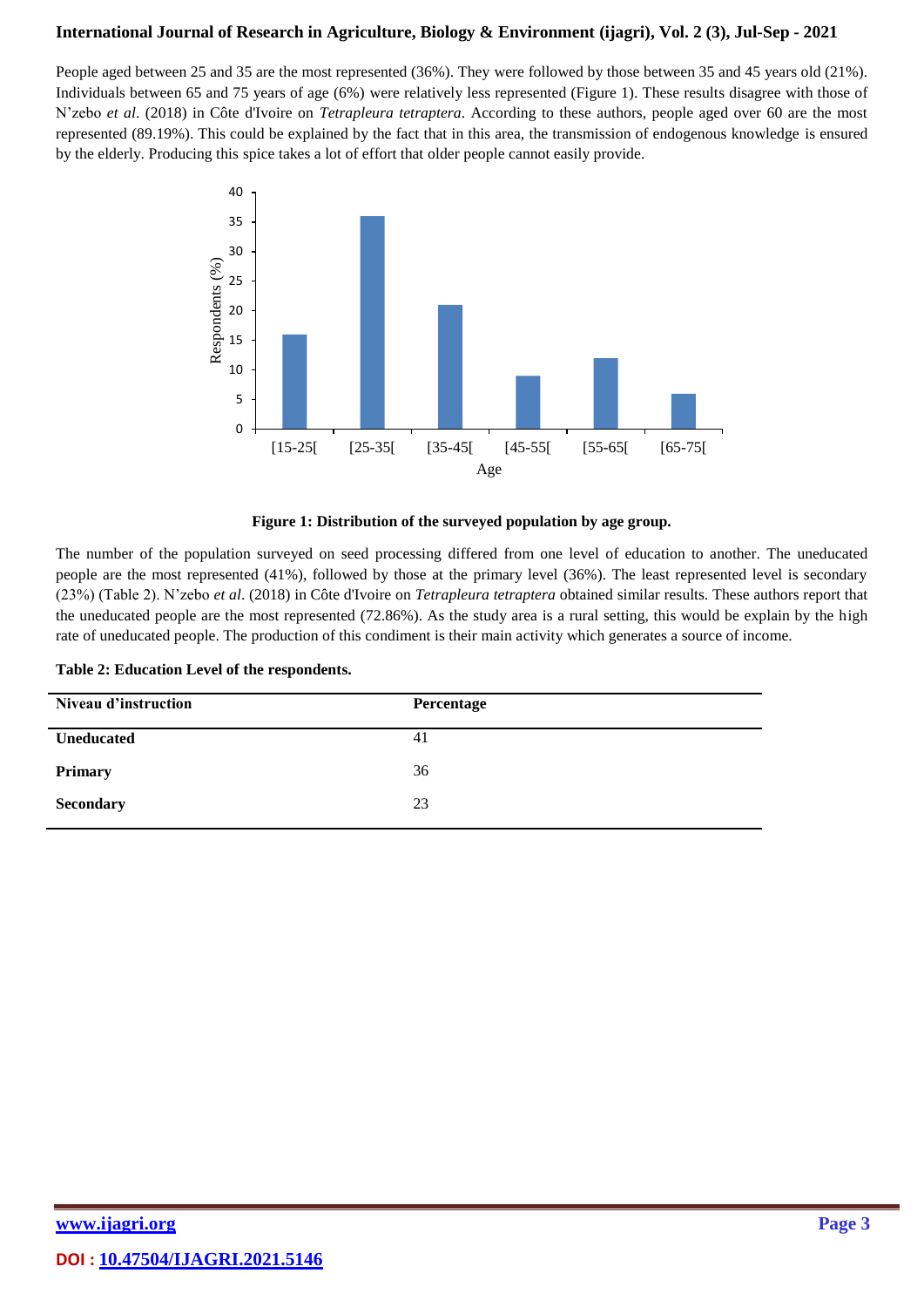People aged between 25 and 35 are the most represented (36%). They were followed by those between 35 and 45 years old (21%). Individuals between 65 and 75 years of age (6%) were relatively less represented (Figure 1). These results disagree with those of N'zebo *et al*. (2018) in Côte d'Ivoire on *Tetrapleura tetraptera*. According to these authors, people aged over 60 are the most represented (89.19%). This could be explained by the fact that in this area, the transmission of endogenous knowledge is ensured by the elderly. Producing this spice takes a lot of effort that older people cannot easily provide.

**Figure 1: Distribution of the surveyed population by age group.**

The number of the population surveyed on seed processing differed from one level of education to another. The uneducated people are the most represented (41%), followed by those at the primary level (36%). The least represented level is secondary (23%) (Table 2). N'zebo *et al*. (2018) in Côte d'Ivoire on *Tetrapleura tetraptera* obtained similar results. These authors report that the uneducated people are the most represented (72.86%). As the study area is a rural setting, this would be explain by the high rate of uneducated people. The production of this condiment is their main activity which generates a source of income.

**Table 2: Education Level of the respondents.**

| Niveau d'instruction | Percentage |
|---|---|
| **Uneducated** | 41 |
| **Primary** | 36 |
| **Secondary** | 23 |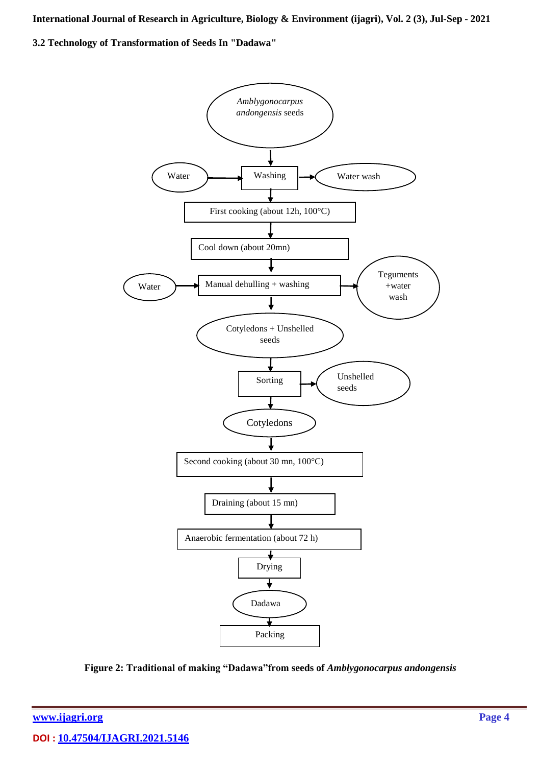### 3.2 Technology of Transformation of Seeds In "Dadawa"

*Amblygonocarpus andongensis* seeds
↓
Water → Washing → Water wash
↓
First cooking (about 12h, 100°C)
↓
Cool down (about 20mn)
↓
Water → Manual dehulling + washing → Teguments +water wash
↓
Cotyledons + Unshelled seeds
↓
Sorting → Unshelled seeds
↓
Cotyledons
↓
Second cooking (about 30 mn, 100°C)
↓
Draining (about 15 mn)
↓
Anaerobic fermentation (about 72 h)
↓
Drying
↓
Dadawa
↓
Packing

**Figure 2: Traditional of making "Dadawa"from seeds of *Amblygonocarpus andongensis***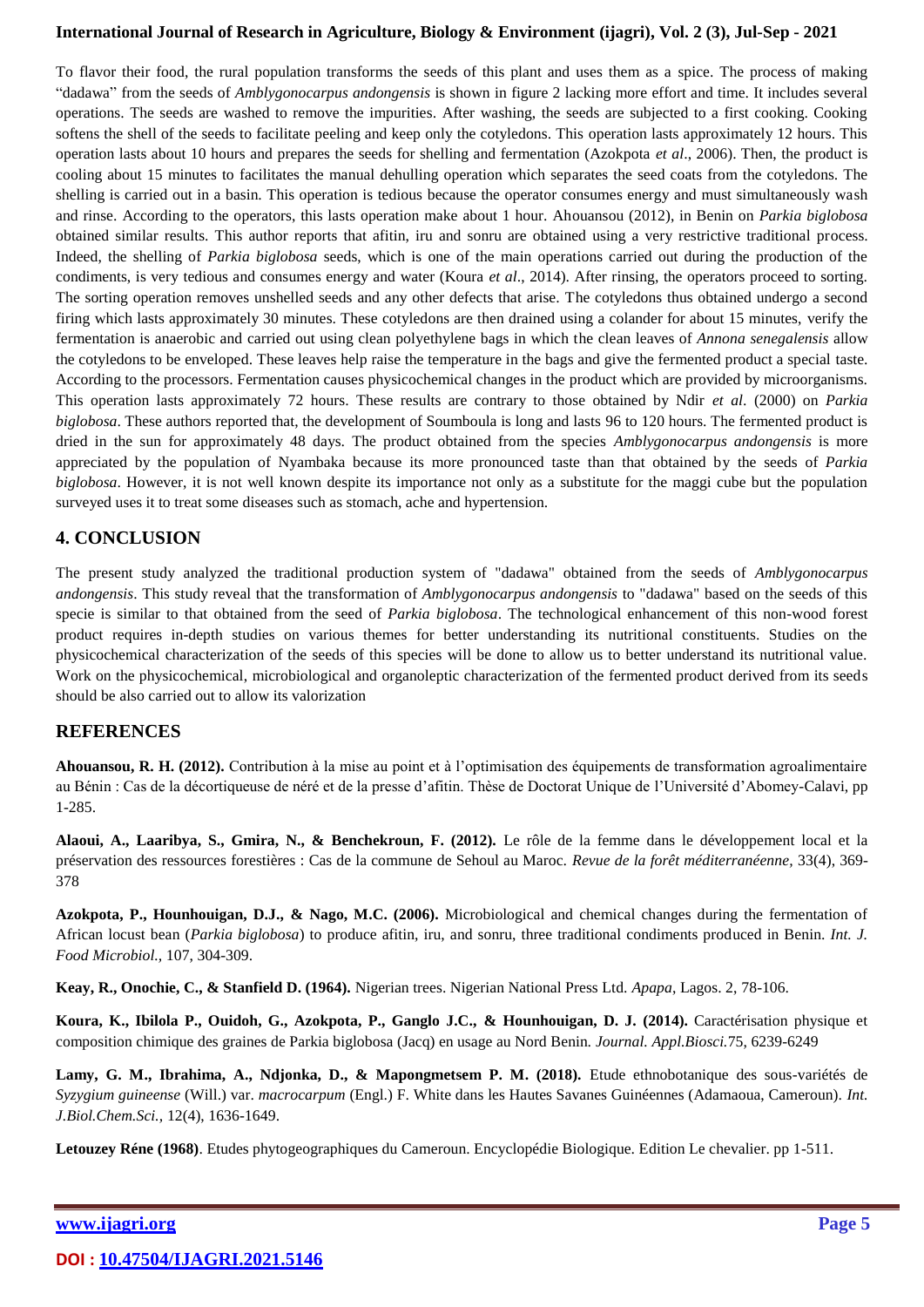To flavor their food, the rural population transforms the seeds of this plant and uses them as a spice. The process of making "dadawa" from the seeds of *Amblygonocarpus andongensis* is shown in figure 2 lacking more effort and time. It includes several operations. The seeds are washed to remove the impurities. After washing, the seeds are subjected to a first cooking. Cooking softens the shell of the seeds to facilitate peeling and keep only the cotyledons. This operation lasts approximately 12 hours. This operation lasts about 10 hours and prepares the seeds for shelling and fermentation (Azokpota *et al*., 2006). Then, the product is cooling about 15 minutes to facilitates the manual dehulling operation which separates the seed coats from the cotyledons. The shelling is carried out in a basin. This operation is tedious because the operator consumes energy and must simultaneously wash and rinse. According to the operators, this lasts operation make about 1 hour. Ahouansou (2012), in Benin on *Parkia biglobosa* obtained similar results. This author reports that afitin, iru and sonru are obtained using a very restrictive traditional process. Indeed, the shelling of *Parkia biglobosa* seeds, which is one of the main operations carried out during the production of the condiments, is very tedious and consumes energy and water (Koura *et al*., 2014). After rinsing, the operators proceed to sorting. The sorting operation removes unshelled seeds and any other defects that arise. The cotyledons thus obtained undergo a second firing which lasts approximately 30 minutes. These cotyledons are then drained using a colander for about 15 minutes, verify the fermentation is anaerobic and carried out using clean polyethylene bags in which the clean leaves of *Annona senegalensis* allow the cotyledons to be enveloped. These leaves help raise the temperature in the bags and give the fermented product a special taste. According to the processors. Fermentation causes physicochemical changes in the product which are provided by microorganisms. This operation lasts approximately 72 hours. These results are contrary to those obtained by Ndir *et al*. (2000) on *Parkia biglobosa*. These authors reported that, the development of Soumboula is long and lasts 96 to 120 hours. The fermented product is dried in the sun for approximately 48 days. The product obtained from the species *Amblygonocarpus andongensis* is more appreciated by the population of Nyambaka because its more pronounced taste than that obtained by the seeds of *Parkia biglobosa*. However, it is not well known despite its importance not only as a substitute for the maggi cube but the population surveyed uses it to treat some diseases such as stomach, ache and hypertension.

## 4. CONCLUSION

The present study analyzed the traditional production system of "dadawa" obtained from the seeds of *Amblygonocarpus andongensis*. This study reveal that the transformation of *Amblygonocarpus andongensis* to "dadawa" based on the seeds of this specie is similar to that obtained from the seed of *Parkia biglobosa*. The technological enhancement of this non-wood forest product requires in-depth studies on various themes for better understanding its nutritional constituents. Studies on the physicochemical characterization of the seeds of this species will be done to allow us to better understand its nutritional value. Work on the physicochemical, microbiological and organoleptic characterization of the fermented product derived from its seeds should be also carried out to allow its valorization

## REFERENCES

**Ahouansou, R. H. (2012).** Contribution à la mise au point et à l'optimisation des équipements de transformation agroalimentaire au Bénin : Cas de la décortiqueuse de néré et de la presse d'afitin. Thèse de Doctorat Unique de l'Université d'Abomey-Calavi, pp 1-285.

**Alaoui, A., Laaribya, S., Gmira, N., & Benchekroun, F. (2012).** Le rôle de la femme dans le développement local et la préservation des ressources forestières : Cas de la commune de Sehoul au Maroc. *Revue de la forêt méditerranéenne*, 33(4), 369-378

**Azokpota, P., Hounhouigan, D.J., & Nago, M.C. (2006).** Microbiological and chemical changes during the fermentation of African locust bean (*Parkia biglobosa*) to produce afitin, iru, and sonru, three traditional condiments produced in Benin. *Int. J. Food Microbiol.,* 107, 304-309.

**Keay, R., Onochie, C., & Stanfield D. (1964).** Nigerian trees. Nigerian National Press Ltd. *Apapa*, Lagos. 2, 78-106.

**Koura, K., Ibilola P., Ouidoh, G., Azokpota, P., Ganglo J.C., & Hounhouigan, D. J. (2014).** Caractérisation physique et composition chimique des graines de Parkia biglobosa (Jacq) en usage au Nord Benin. *Journal. Appl.Biosci.*75, 6239-6249

**Lamy, G. M., Ibrahima, A., Ndjonka, D., & Mapongmetsem P. M. (2018).** Etude ethnobotanique des sous-variétés de *Syzygium guineense* (Will.) var. *macrocarpum* (Engl.) F. White dans les Hautes Savanes Guinéennes (Adamaoua, Cameroun). *Int. J.Biol.Chem.Sci.,* 12(4), 1636-1649.

**Letouzey Réne (1968)**. Etudes phytogeographiques du Cameroun. Encyclopédie Biologique. Edition Le chevalier. pp 1-511.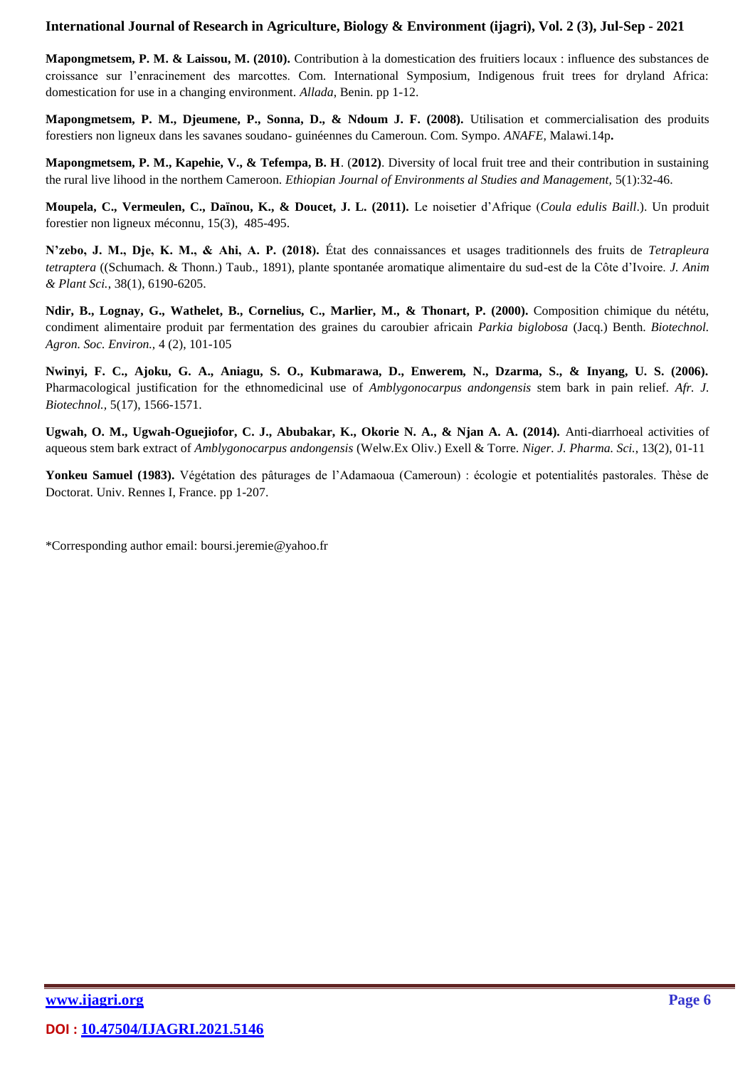**Mapongmetsem, P. M. & Laissou, M. (2010).** Contribution à la domestication des fruitiers locaux : influence des substances de croissance sur l'enracinement des marcottes. Com. International Symposium, Indigenous fruit trees for dryland Africa: domestication for use in a changing environment. *Allada*, Benin. pp 1-12.

**Mapongmetsem, P. M., Djeumene, P., Sonna, D., & Ndoum J. F. (2008).** Utilisation et commercialisation des produits forestiers non ligneux dans les savanes soudano- guinéennes du Cameroun. Com. Sympo. *ANAFE*, Malawi.14p**.**

**Mapongmetsem, P. M., Kapehie, V., & Tefempa, B. H**. (**2012)**. Diversity of local fruit tree and their contribution in sustaining the rural live lihood in the northem Cameroon. *Ethiopian Journal of Environments al Studies and Management,* 5(1):32-46.

**Moupela, C., Vermeulen, C., Daïnou, K., & Doucet, J. L. (2011).** Le noisetier d'Afrique (*Coula edulis Baill*.). Un produit forestier non ligneux méconnu, 15(3), 485-495.

**N'zebo, J. M., Dje, K. M., & Ahi, A. P. (2018).** État des connaissances et usages traditionnels des fruits de *Tetrapleura tetraptera* ((Schumach. & Thonn.) Taub., 1891), plante spontanée aromatique alimentaire du sud-est de la Côte d'Ivoire. *J. Anim & Plant Sci.*, 38(1), 6190-6205.

**Ndir, B., Lognay, G., Wathelet, B., Cornelius, C., Marlier, M., & Thonart, P. (2000).** Composition chimique du nététu, condiment alimentaire produit par fermentation des graines du caroubier africain *Parkia biglobosa* (Jacq.) Benth. *Biotechnol. Agron. Soc. Environ.,* 4 (2), 101-105

**Nwinyi, F. C., Ajoku, G. A., Aniagu, S. O., Kubmarawa, D., Enwerem, N., Dzarma, S., & Inyang, U. S. (2006).** Pharmacological justification for the ethnomedicinal use of *Amblygonocarpus andongensis* stem bark in pain relief. *Afr. J. Biotechnol.*, 5(17), 1566-1571.

**Ugwah, O. M., Ugwah-Oguejiofor, C. J., Abubakar, K., Okorie N. A., & Njan A. A. (2014).** Anti-diarrhoeal activities of aqueous stem bark extract of *Amblygonocarpus andongensis* (Welw.Ex Oliv.) Exell & Torre. *Niger. J. Pharma. Sci.*, 13(2), 01-11

**Yonkeu Samuel (1983).** Végétation des pâturages de l'Adamaoua (Cameroun) : écologie et potentialités pastorales. Thèse de Doctorat. Univ. Rennes I, France. pp 1-207.

*Corresponding author email: boursi.jeremie@yahoo.fr